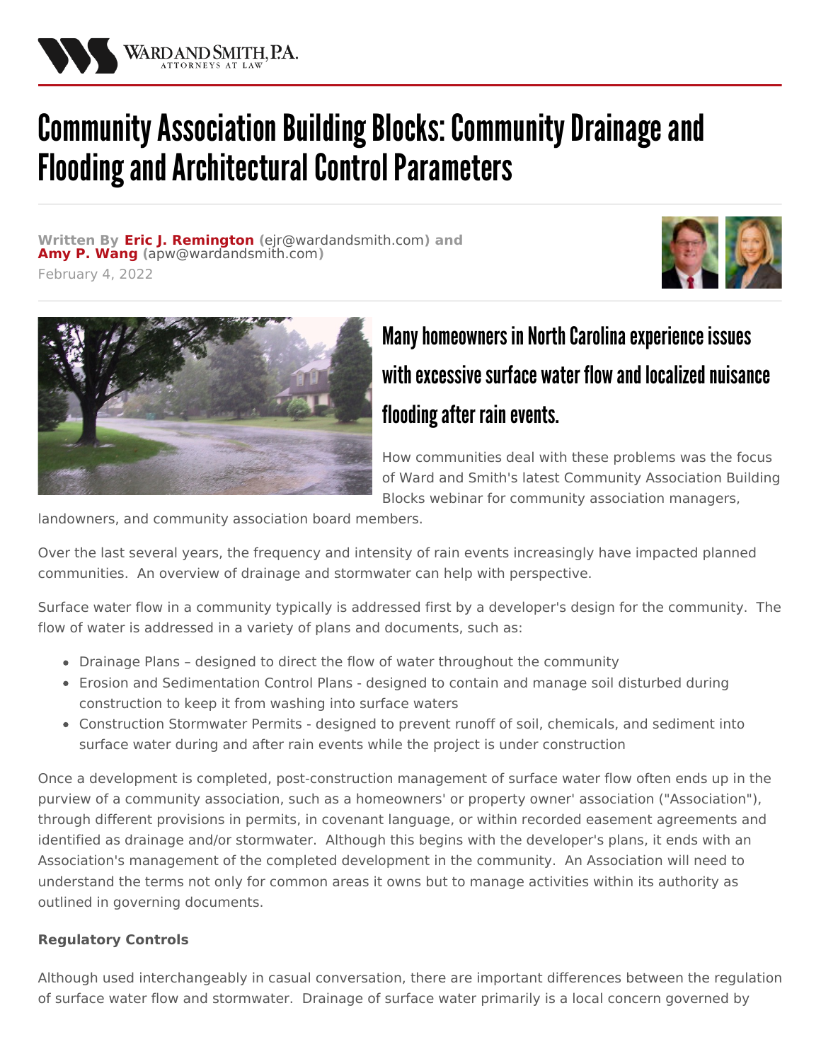# Community Association Building Blocks: Community Drainage and Flooding and Architectural Control Parameters

**Written By Eric J. Remington (ejr@wardandsmith.com) and Amy P. Wang (apw@wardandsmith.com)**
February 4, 2022

## Many homeowners in North Carolina experience issues with excessive surface water flow and localized nuisance flooding after rain events.

How communities deal with these problems was the focus of Ward and Smith's latest Community Association Building Blocks webinar for community association managers, landowners, and community association board members.

Over the last several years, the frequency and intensity of rain events increasingly have impacted planned communities. An overview of drainage and stormwater can help with perspective.

Surface water flow in a community typically is addressed first by a developer's design for the community. The flow of water is addressed in a variety of plans and documents, such as:

- Drainage Plans – designed to direct the flow of water throughout the community
- Erosion and Sedimentation Control Plans - designed to contain and manage soil disturbed during construction to keep it from washing into surface waters
- Construction Stormwater Permits - designed to prevent runoff of soil, chemicals, and sediment into surface water during and after rain events while the project is under construction

Once a development is completed, post-construction management of surface water flow often ends up in the purview of a community association, such as a homeowners' or property owner' association ("Association"), through different provisions in permits, in covenant language, or within recorded easement agreements and identified as drainage and/or stormwater. Although this begins with the developer's plans, it ends with an Association's management of the completed development in the community. An Association will need to understand the terms not only for common areas it owns but to manage activities within its authority as outlined in governing documents.

**Regulatory Controls**

Although used interchangeably in casual conversation, there are important differences between the regulation of surface water flow and stormwater. Drainage of surface water primarily is a local concern governed by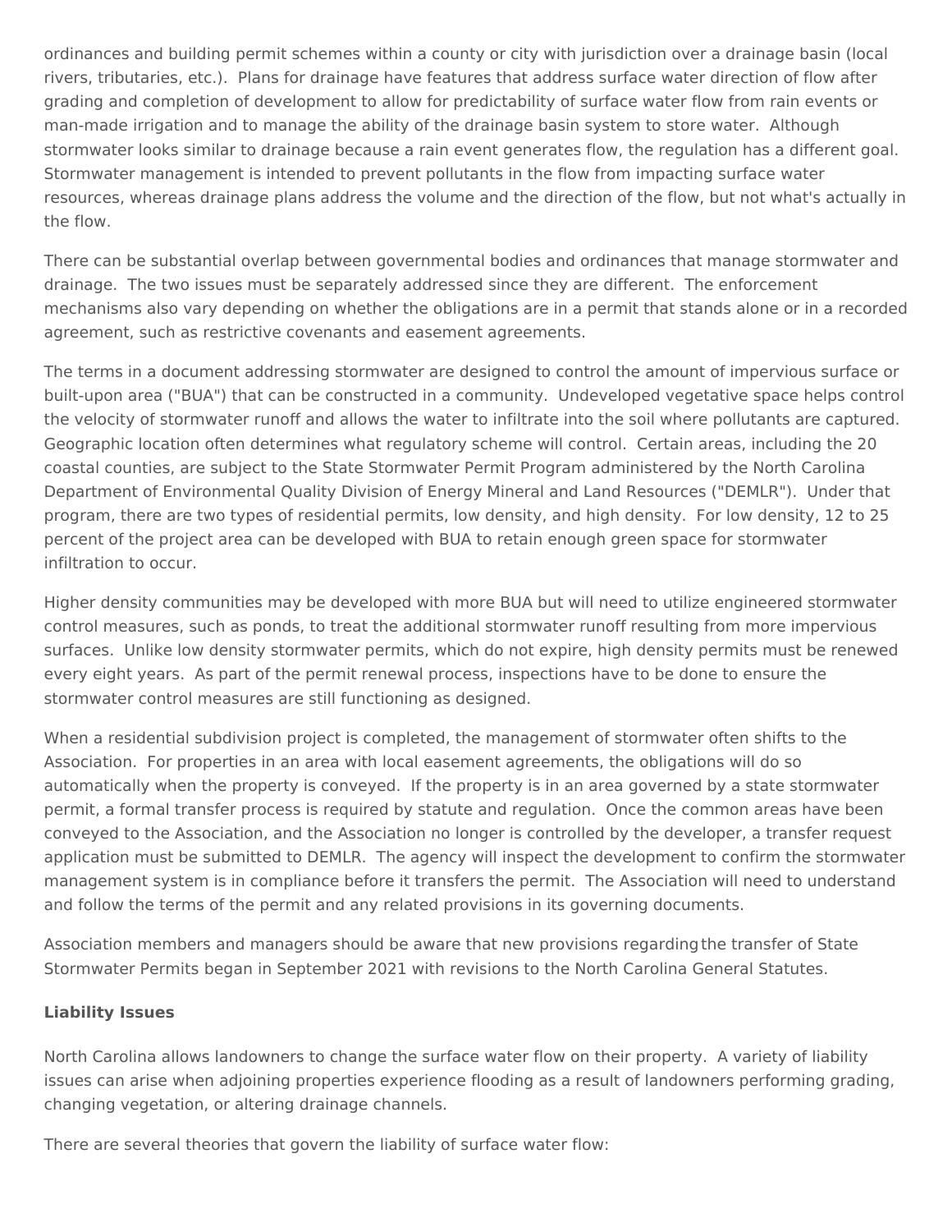ordinances and building permit schemes within a county or city with jurisdiction over a drainage basin (local rivers, tributaries, etc.). Plans for drainage have features that address surface water direction of flow after grading and completion of development to allow for predictability of surface water flow from rain events or man-made irrigation and to manage the ability of the drainage basin system to store water. Although stormwater looks similar to drainage because a rain event generates flow, the regulation has a different goal. Stormwater management is intended to prevent pollutants in the flow from impacting surface water resources, whereas drainage plans address the volume and the direction of the flow, but not what's actually in the flow.

There can be substantial overlap between governmental bodies and ordinances that manage stormwater and drainage. The two issues must be separately addressed since they are different. The enforcement mechanisms also vary depending on whether the obligations are in a permit that stands alone or in a recorded agreement, such as restrictive covenants and easement agreements.

The terms in a document addressing stormwater are designed to control the amount of impervious surface or built-upon area ("BUA") that can be constructed in a community. Undeveloped vegetative space helps control the velocity of stormwater runoff and allows the water to infiltrate into the soil where pollutants are captured. Geographic location often determines what regulatory scheme will control. Certain areas, including the 20 coastal counties, are subject to the State Stormwater Permit Program administered by the North Carolina Department of Environmental Quality Division of Energy Mineral and Land Resources ("DEMLR"). Under that program, there are two types of residential permits, low density, and high density. For low density, 12 to 25 percent of the project area can be developed with BUA to retain enough green space for stormwater infiltration to occur.

Higher density communities may be developed with more BUA but will need to utilize engineered stormwater control measures, such as ponds, to treat the additional stormwater runoff resulting from more impervious surfaces. Unlike low density stormwater permits, which do not expire, high density permits must be renewed every eight years. As part of the permit renewal process, inspections have to be done to ensure the stormwater control measures are still functioning as designed.

When a residential subdivision project is completed, the management of stormwater often shifts to the Association. For properties in an area with local easement agreements, the obligations will do so automatically when the property is conveyed. If the property is in an area governed by a state stormwater permit, a formal transfer process is required by statute and regulation. Once the common areas have been conveyed to the Association, and the Association no longer is controlled by the developer, a transfer request application must be submitted to DEMLR. The agency will inspect the development to confirm the stormwater management system is in compliance before it transfers the permit. The Association will need to understand and follow the terms of the permit and any related provisions in its governing documents.

Association members and managers should be aware that new provisions regarding the transfer of State Stormwater Permits began in September 2021 with revisions to the North Carolina General Statutes.

**Liability Issues**

North Carolina allows landowners to change the surface water flow on their property. A variety of liability issues can arise when adjoining properties experience flooding as a result of landowners performing grading, changing vegetation, or altering drainage channels.

There are several theories that govern the liability of surface water flow: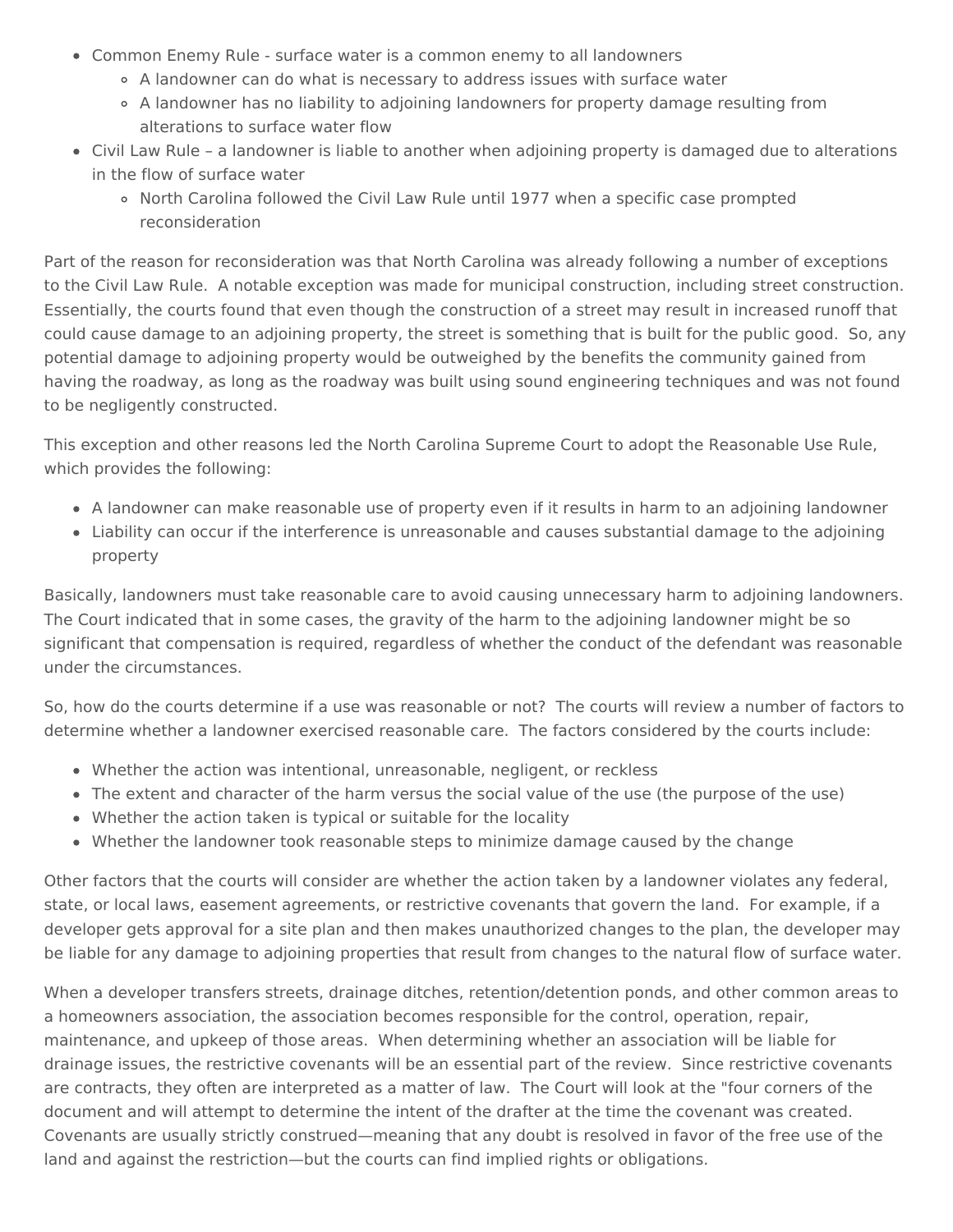- Common Enemy Rule - surface water is a common enemy to all landowners
  - A landowner can do what is necessary to address issues with surface water
  - A landowner has no liability to adjoining landowners for property damage resulting from alterations to surface water flow
- Civil Law Rule – a landowner is liable to another when adjoining property is damaged due to alterations in the flow of surface water
  - North Carolina followed the Civil Law Rule until 1977 when a specific case prompted reconsideration

Part of the reason for reconsideration was that North Carolina was already following a number of exceptions to the Civil Law Rule. A notable exception was made for municipal construction, including street construction. Essentially, the courts found that even though the construction of a street may result in increased runoff that could cause damage to an adjoining property, the street is something that is built for the public good. So, any potential damage to adjoining property would be outweighed by the benefits the community gained from having the roadway, as long as the roadway was built using sound engineering techniques and was not found to be negligently constructed.

This exception and other reasons led the North Carolina Supreme Court to adopt the Reasonable Use Rule, which provides the following:

- A landowner can make reasonable use of property even if it results in harm to an adjoining landowner
- Liability can occur if the interference is unreasonable and causes substantial damage to the adjoining property

Basically, landowners must take reasonable care to avoid causing unnecessary harm to adjoining landowners. The Court indicated that in some cases, the gravity of the harm to the adjoining landowner might be so significant that compensation is required, regardless of whether the conduct of the defendant was reasonable under the circumstances.

So, how do the courts determine if a use was reasonable or not? The courts will review a number of factors to determine whether a landowner exercised reasonable care. The factors considered by the courts include:

- Whether the action was intentional, unreasonable, negligent, or reckless
- The extent and character of the harm versus the social value of the use (the purpose of the use)
- Whether the action taken is typical or suitable for the locality
- Whether the landowner took reasonable steps to minimize damage caused by the change

Other factors that the courts will consider are whether the action taken by a landowner violates any federal, state, or local laws, easement agreements, or restrictive covenants that govern the land. For example, if a developer gets approval for a site plan and then makes unauthorized changes to the plan, the developer may be liable for any damage to adjoining properties that result from changes to the natural flow of surface water.

When a developer transfers streets, drainage ditches, retention/detention ponds, and other common areas to a homeowners association, the association becomes responsible for the control, operation, repair, maintenance, and upkeep of those areas. When determining whether an association will be liable for drainage issues, the restrictive covenants will be an essential part of the review. Since restrictive covenants are contracts, they often are interpreted as a matter of law. The Court will look at the "four corners of the document and will attempt to determine the intent of the drafter at the time the covenant was created. Covenants are usually strictly construed—meaning that any doubt is resolved in favor of the free use of the land and against the restriction—but the courts can find implied rights or obligations.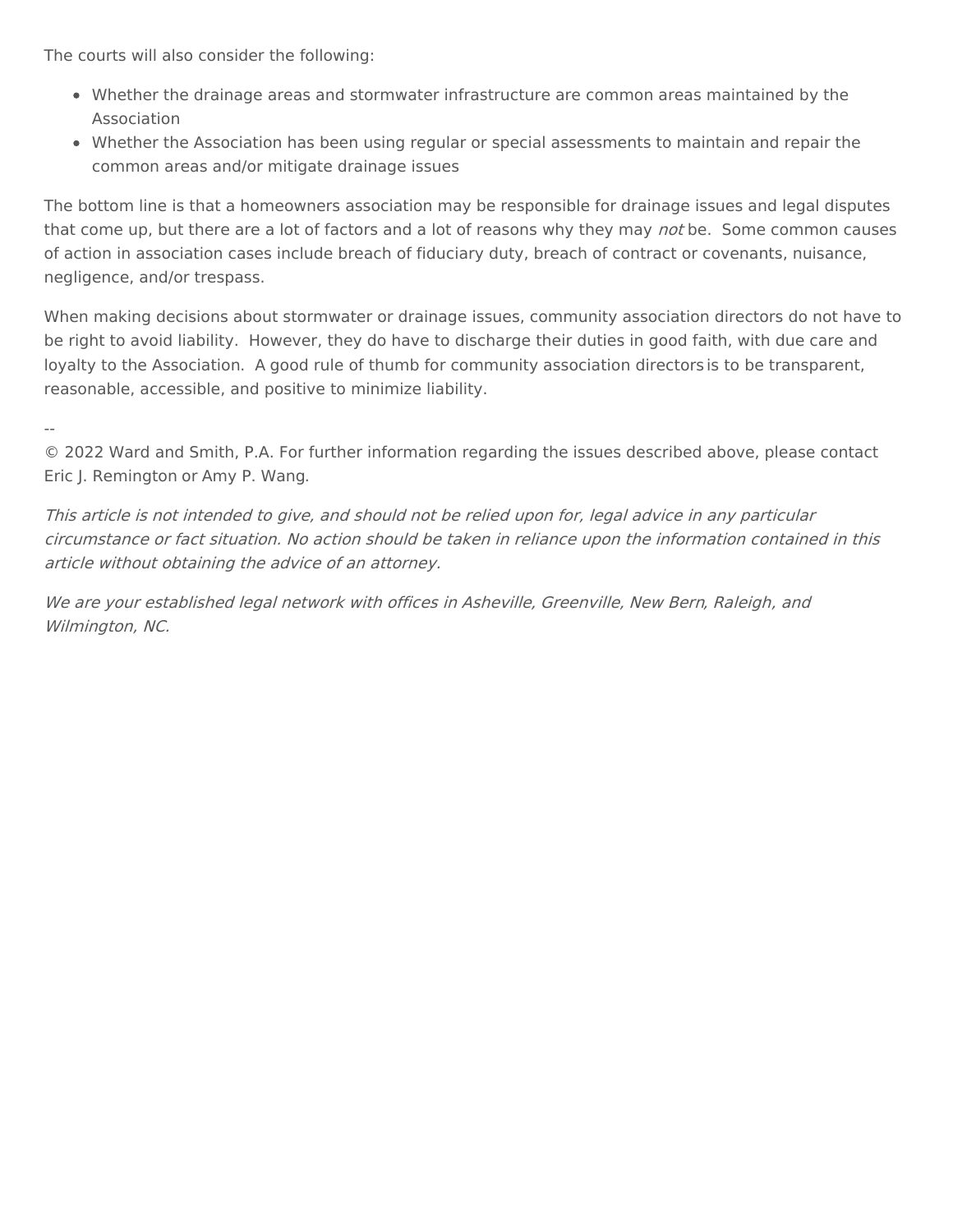The courts will also consider the following:

- Whether the drainage areas and stormwater infrastructure are common areas maintained by the Association
- Whether the Association has been using regular or special assessments to maintain and repair the common areas and/or mitigate drainage issues

The bottom line is that a homeowners association may be responsible for drainage issues and legal disputes that come up, but there are a lot of factors and a lot of reasons why they may *not* be. Some common causes of action in association cases include breach of fiduciary duty, breach of contract or covenants, nuisance, negligence, and/or trespass.

When making decisions about stormwater or drainage issues, community association directors do not have to be right to avoid liability. However, they do have to discharge their duties in good faith, with due care and loyalty to the Association. A good rule of thumb for community association directors is to be transparent, reasonable, accessible, and positive to minimize liability.

--

© 2022 Ward and Smith, P.A. For further information regarding the issues described above, please contact Eric J. Remington or Amy P. Wang.

*This article is not intended to give, and should not be relied upon for, legal advice in any particular circumstance or fact situation. No action should be taken in reliance upon the information contained in this article without obtaining the advice of an attorney.*

*We are your established legal network with offices in Asheville, Greenville, New Bern, Raleigh, and Wilmington, NC.*